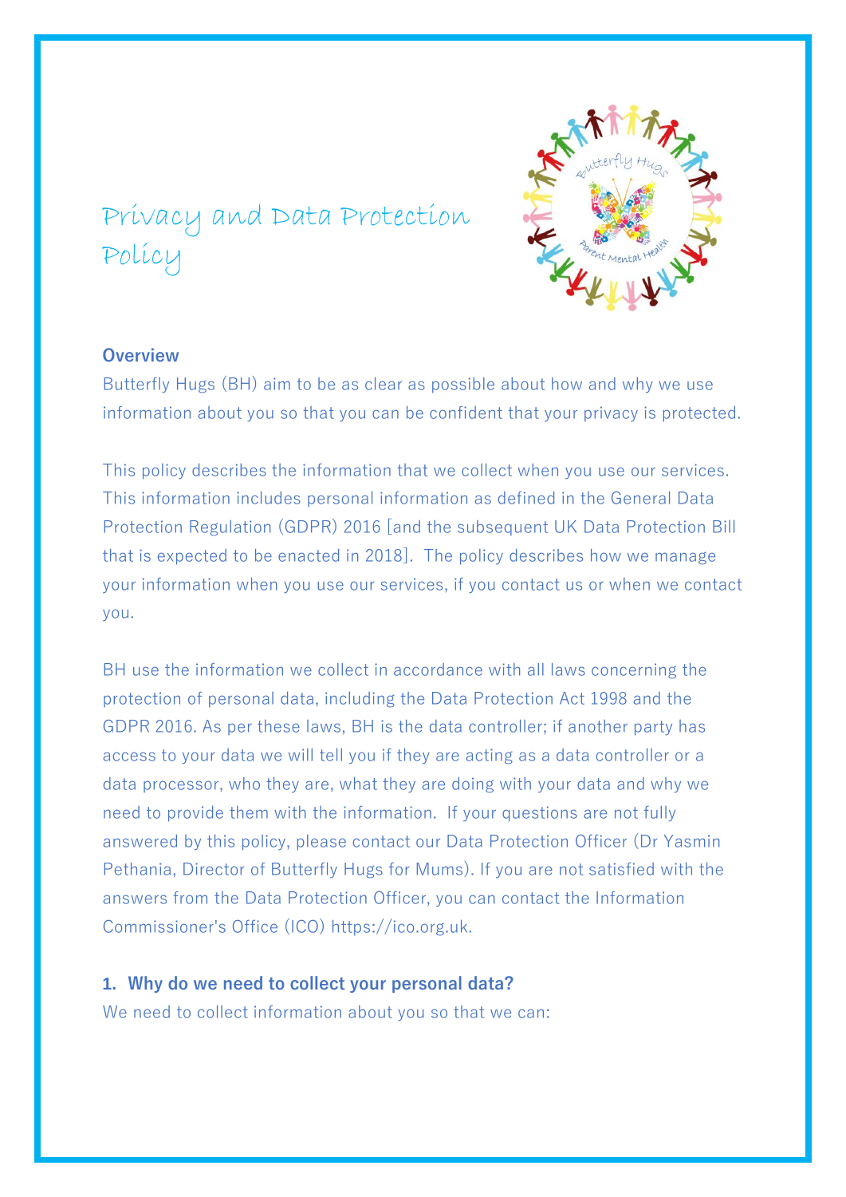# Privacy and Data Protection Policy

### Overview

Butterfly Hugs (BH) aim to be as clear as possible about how and why we use information about you so that you can be confident that your privacy is protected.

This policy describes the information that we collect when you use our services. This information includes personal information as defined in the General Data Protection Regulation (GDPR) 2016 [and the subsequent UK Data Protection Bill that is expected to be enacted in 2018]. The policy describes how we manage your information when you use our services, if you contact us or when we contact you.

BH use the information we collect in accordance with all laws concerning the protection of personal data, including the Data Protection Act 1998 and the GDPR 2016. As per these laws, BH is the data controller; if another party has access to your data we will tell you if they are acting as a data controller or a data processor, who they are, what they are doing with your data and why we need to provide them with the information. If your questions are not fully answered by this policy, please contact our Data Protection Officer (Dr Yasmin Pethania, Director of Butterfly Hugs for Mums). If you are not satisfied with the answers from the Data Protection Officer, you can contact the Information Commissioner's Office (ICO) https://ico.org.uk.

### 1. Why do we need to collect your personal data?

We need to collect information about you so that we can: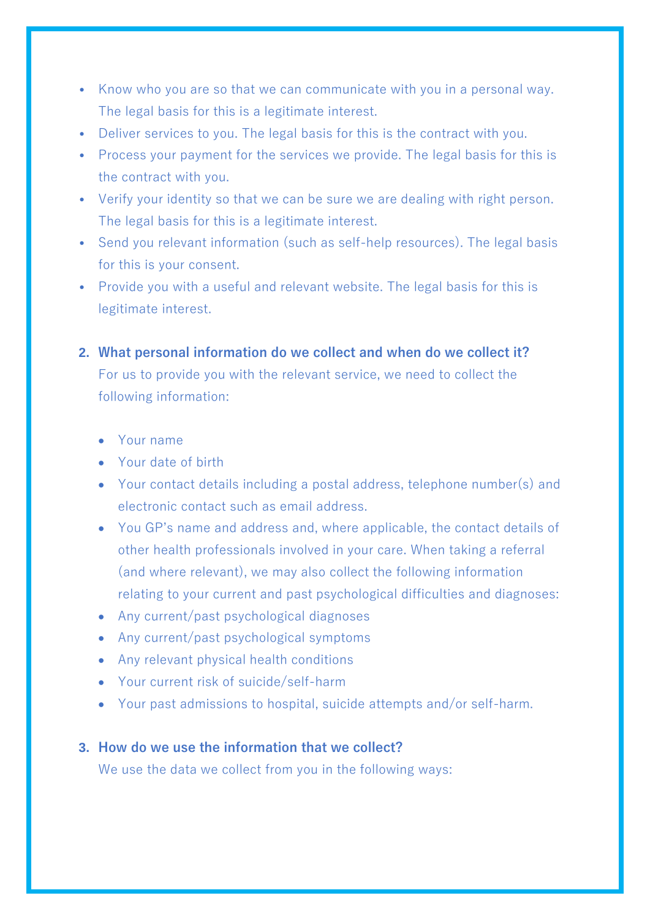- Know who you are so that we can communicate with you in a personal way. The legal basis for this is a legitimate interest.
- Deliver services to you. The legal basis for this is the contract with you.
- Process your payment for the services we provide. The legal basis for this is the contract with you.
- Verify your identity so that we can be sure we are dealing with right person. The legal basis for this is a legitimate interest.
- Send you relevant information (such as self-help resources). The legal basis for this is your consent.
- Provide you with a useful and relevant website. The legal basis for this is legitimate interest.

2. **What personal information do we collect and when do we collect it?**
   For us to provide you with the relevant service, we need to collect the following information:

   - Your name
   - Your date of birth
   - Your contact details including a postal address, telephone number(s) and electronic contact such as email address.
   - You GP's name and address and, where applicable, the contact details of other health professionals involved in your care. When taking a referral (and where relevant), we may also collect the following information relating to your current and past psychological difficulties and diagnoses:
   - Any current/past psychological diagnoses
   - Any current/past psychological symptoms
   - Any relevant physical health conditions
   - Your current risk of suicide/self-harm
   - Your past admissions to hospital, suicide attempts and/or self-harm.

3. **How do we use the information that we collect?**
   We use the data we collect from you in the following ways: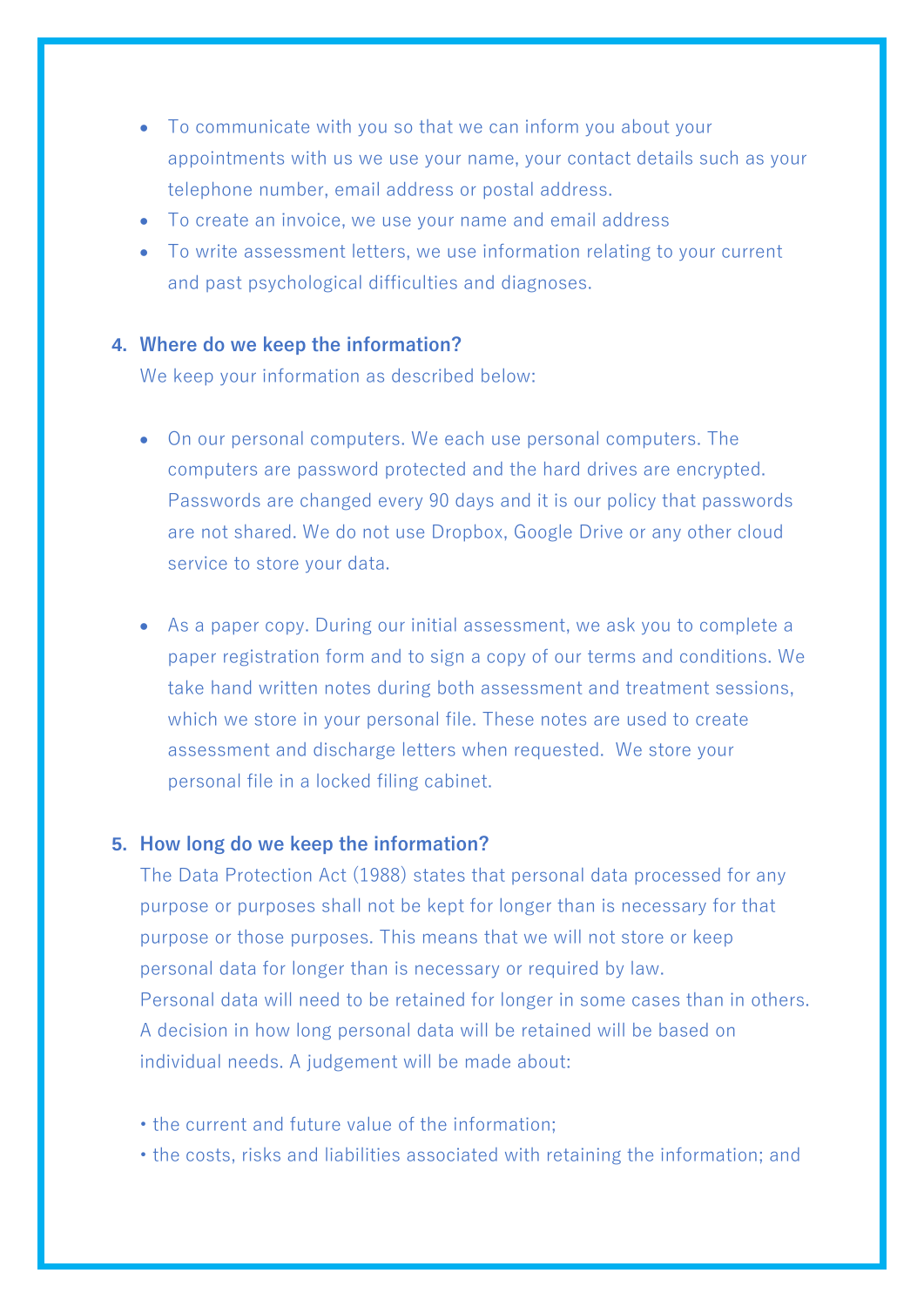- To communicate with you so that we can inform you about your appointments with us we use your name, your contact details such as your telephone number, email address or postal address.
- To create an invoice, we use your name and email address
- To write assessment letters, we use information relating to your current and past psychological difficulties and diagnoses.

4. **Where do we keep the information?**

   We keep your information as described below:

   - On our personal computers. We each use personal computers. The computers are password protected and the hard drives are encrypted. Passwords are changed every 90 days and it is our policy that passwords are not shared. We do not use Dropbox, Google Drive or any other cloud service to store your data.

   - As a paper copy. During our initial assessment, we ask you to complete a paper registration form and to sign a copy of our terms and conditions. We take hand written notes during both assessment and treatment sessions, which we store in your personal file. These notes are used to create assessment and discharge letters when requested. We store your personal file in a locked filing cabinet.

5. **How long do we keep the information?**

   The Data Protection Act (1988) states that personal data processed for any purpose or purposes shall not be kept for longer than is necessary for that purpose or those purposes. This means that we will not store or keep personal data for longer than is necessary or required by law.
   Personal data will need to be retained for longer in some cases than in others. A decision in how long personal data will be retained will be based on individual needs. A judgement will be made about:

   • the current and future value of the information;
   • the costs, risks and liabilities associated with retaining the information; and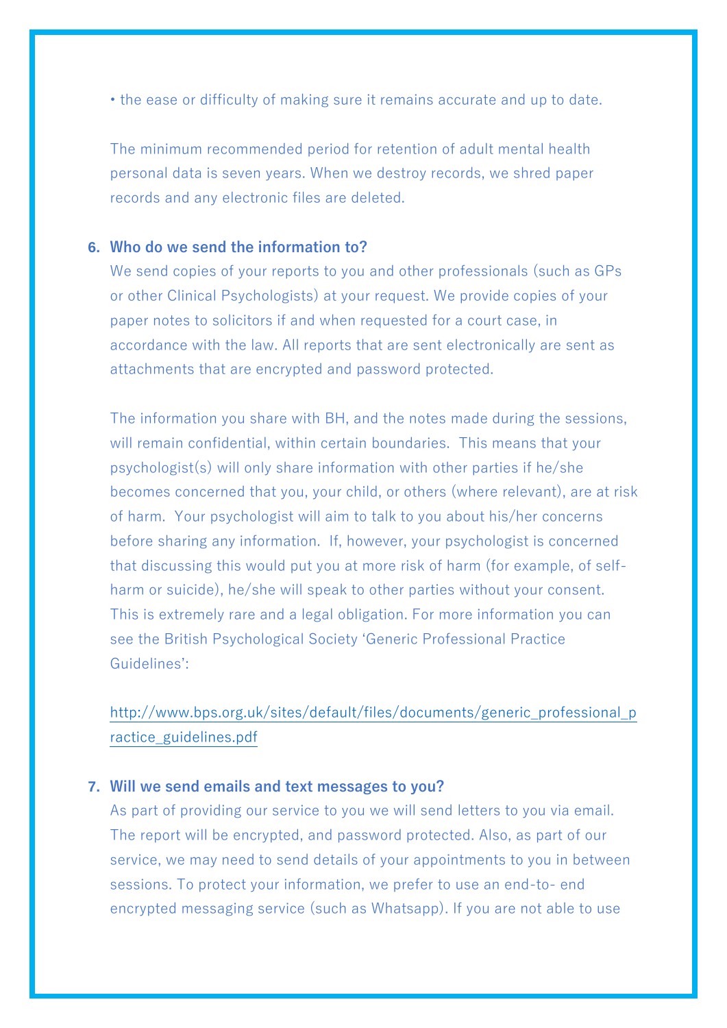• the ease or difficulty of making sure it remains accurate and up to date.

The minimum recommended period for retention of adult mental health personal data is seven years. When we destroy records, we shred paper records and any electronic files are deleted.

6. **Who do we send the information to?**

   We send copies of your reports to you and other professionals (such as GPs or other Clinical Psychologists) at your request. We provide copies of your paper notes to solicitors if and when requested for a court case, in accordance with the law. All reports that are sent electronically are sent as attachments that are encrypted and password protected.

   The information you share with BH, and the notes made during the sessions, will remain confidential, within certain boundaries. This means that your psychologist(s) will only share information with other parties if he/she becomes concerned that you, your child, or others (where relevant), are at risk of harm. Your psychologist will aim to talk to you about his/her concerns before sharing any information. If, however, your psychologist is concerned that discussing this would put you at more risk of harm (for example, of self-harm or suicide), he/she will speak to other parties without your consent. This is extremely rare and a legal obligation. For more information you can see the British Psychological Society 'Generic Professional Practice Guidelines':

   http://www.bps.org.uk/sites/default/files/documents/generic_professional_practice_guidelines.pdf

7. **Will we send emails and text messages to you?**

   As part of providing our service to you we will send letters to you via email. The report will be encrypted, and password protected. Also, as part of our service, we may need to send details of your appointments to you in between sessions. To protect your information, we prefer to use an end-to- end encrypted messaging service (such as Whatsapp). If you are not able to use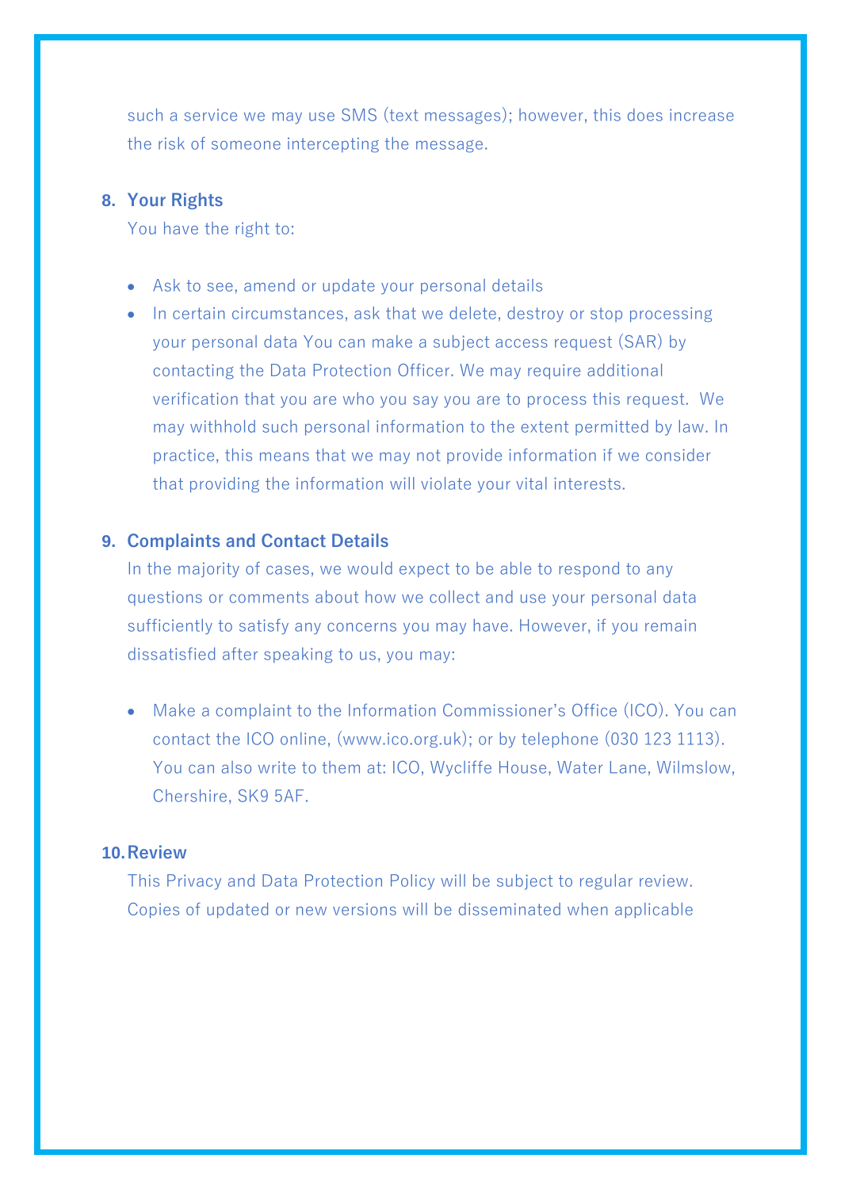such a service we may use SMS (text messages); however, this does increase the risk of someone intercepting the message.

## 8. Your Rights

You have the right to:

- Ask to see, amend or update your personal details
- In certain circumstances, ask that we delete, destroy or stop processing your personal data You can make a subject access request (SAR) by contacting the Data Protection Officer. We may require additional verification that you are who you say you are to process this request.  We may withhold such personal information to the extent permitted by law. In practice, this means that we may not provide information if we consider that providing the information will violate your vital interests.

## 9. Complaints and Contact Details

In the majority of cases, we would expect to be able to respond to any questions or comments about how we collect and use your personal data sufficiently to satisfy any concerns you may have. However, if you remain dissatisfied after speaking to us, you may:

- Make a complaint to the Information Commissioner's Office (ICO). You can contact the ICO online, (www.ico.org.uk); or by telephone (030 123 1113). You can also write to them at: ICO, Wycliffe House, Water Lane, Wilmslow, Chershire, SK9 5AF.

## 10. Review

This Privacy and Data Protection Policy will be subject to regular review. Copies of updated or new versions will be disseminated when applicable